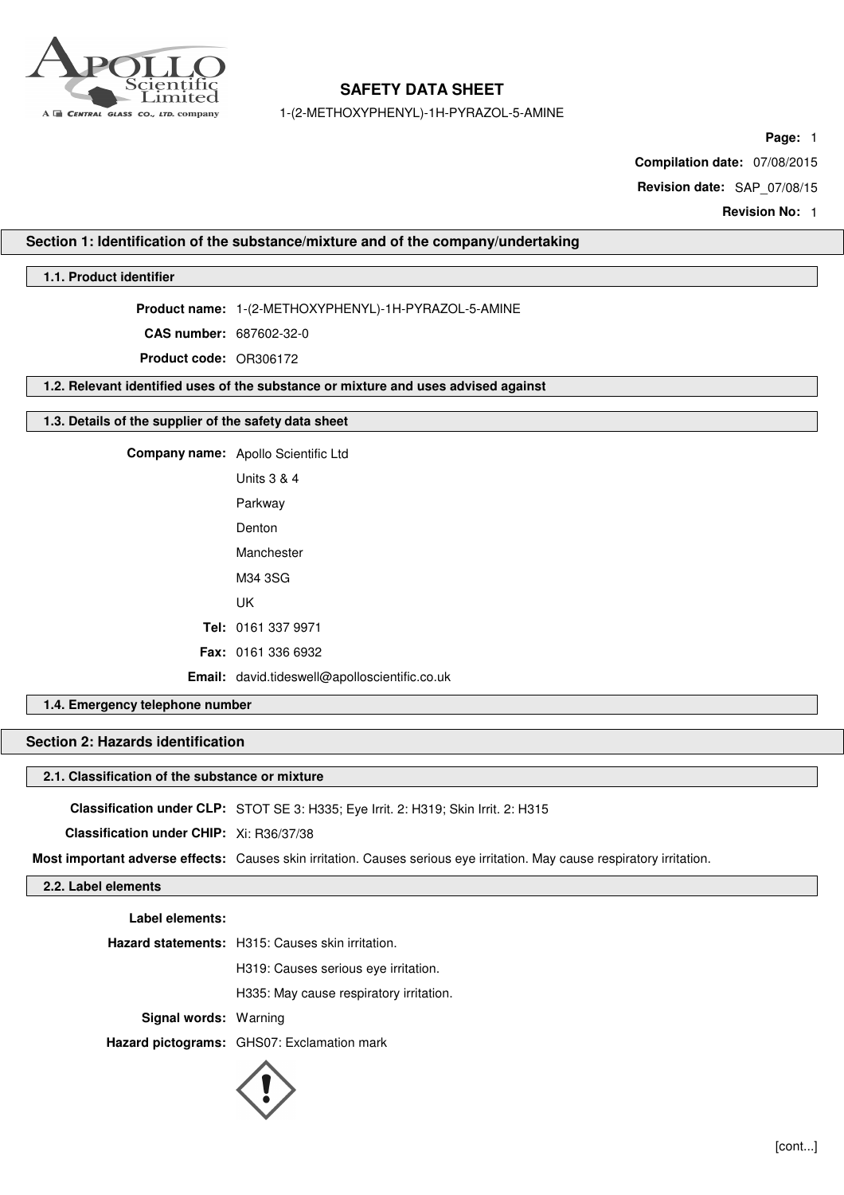# SAFETY DATA SHEET

1-(2-METHOXYPHENYL)-1H-PYRAZOL-5-AMINE

**Compilation date:** 07/08/2015

**Revision date:** SAP_07/08/15

**Revision No:** 1

## Section 1: Identification of the substance/mixture and of the company/undertaking

### 1.1. Product identifier

**Product name:** 1-(2-METHOXYPHENYL)-1H-PYRAZOL-5-AMINE

**CAS number:** 687602-32-0

**Product code:** OR306172

### 1.2. Relevant identified uses of the substance or mixture and uses advised against

### 1.3. Details of the supplier of the safety data sheet

**Company name:** Apollo Scientific Ltd
Units 3 & 4
Parkway
Denton
Manchester
M34 3SG
UK

**Tel:** 0161 337 9971

**Fax:** 0161 336 6932

**Email:** david.tideswell@apolloscientific.co.uk

### 1.4. Emergency telephone number

## Section 2: Hazards identification

### 2.1. Classification of the substance or mixture

**Classification under CLP:** STOT SE 3: H335; Eye Irrit. 2: H319; Skin Irrit. 2: H315

**Classification under CHIP:** Xi: R36/37/38

**Most important adverse effects:** Causes skin irritation. Causes serious eye irritation. May cause respiratory irritation.

### 2.2. Label elements

**Label elements:**

**Hazard statements:** H315: Causes skin irritation.
H319: Causes serious eye irritation.
H335: May cause respiratory irritation.

**Signal words:** Warning

**Hazard pictograms:** GHS07: Exclamation mark

[cont...]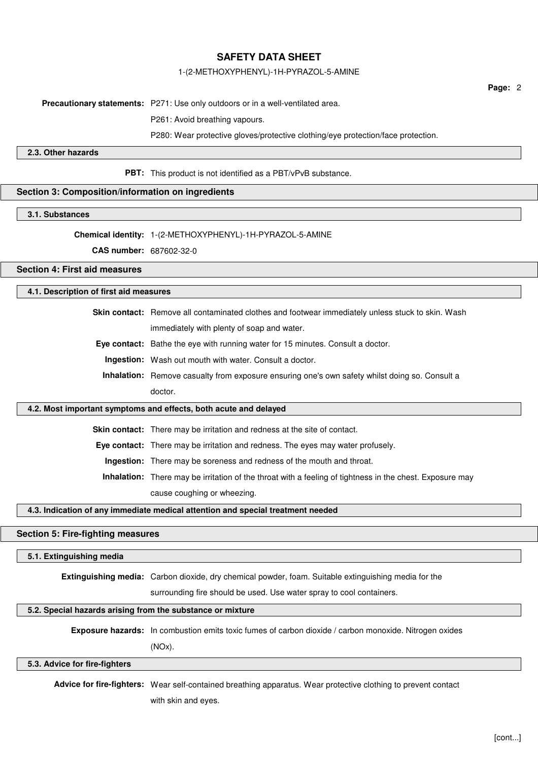**Precautionary statements:** P271: Use only outdoors or in a well-ventilated area.

P261: Avoid breathing vapours.

P280: Wear protective gloves/protective clothing/eye protection/face protection.

### 2.3. Other hazards

**PBT:** This product is not identified as a PBT/vPvB substance.

## Section 3: Composition/information on ingredients

### 3.1. Substances

**Chemical identity:** 1-(2-METHOXYPHENYL)-1H-PYRAZOL-5-AMINE

**CAS number:** 687602-32-0

## Section 4: First aid measures

### 4.1. Description of first aid measures

**Skin contact:** Remove all contaminated clothes and footwear immediately unless stuck to skin. Wash immediately with plenty of soap and water.

**Eye contact:** Bathe the eye with running water for 15 minutes. Consult a doctor.

**Ingestion:** Wash out mouth with water. Consult a doctor.

**Inhalation:** Remove casualty from exposure ensuring one's own safety whilst doing so. Consult a doctor.

### 4.2. Most important symptoms and effects, both acute and delayed

**Skin contact:** There may be irritation and redness at the site of contact.

**Eye contact:** There may be irritation and redness. The eyes may water profusely.

**Ingestion:** There may be soreness and redness of the mouth and throat.

**Inhalation:** There may be irritation of the throat with a feeling of tightness in the chest. Exposure may cause coughing or wheezing.

### 4.3. Indication of any immediate medical attention and special treatment needed

## Section 5: Fire-fighting measures

### 5.1. Extinguishing media

**Extinguishing media:** Carbon dioxide, dry chemical powder, foam. Suitable extinguishing media for the surrounding fire should be used. Use water spray to cool containers.

### 5.2. Special hazards arising from the substance or mixture

**Exposure hazards:** In combustion emits toxic fumes of carbon dioxide / carbon monoxide. Nitrogen oxides (NOx).

### 5.3. Advice for fire-fighters

**Advice for fire-fighters:** Wear self-contained breathing apparatus. Wear protective clothing to prevent contact with skin and eyes.

[cont...]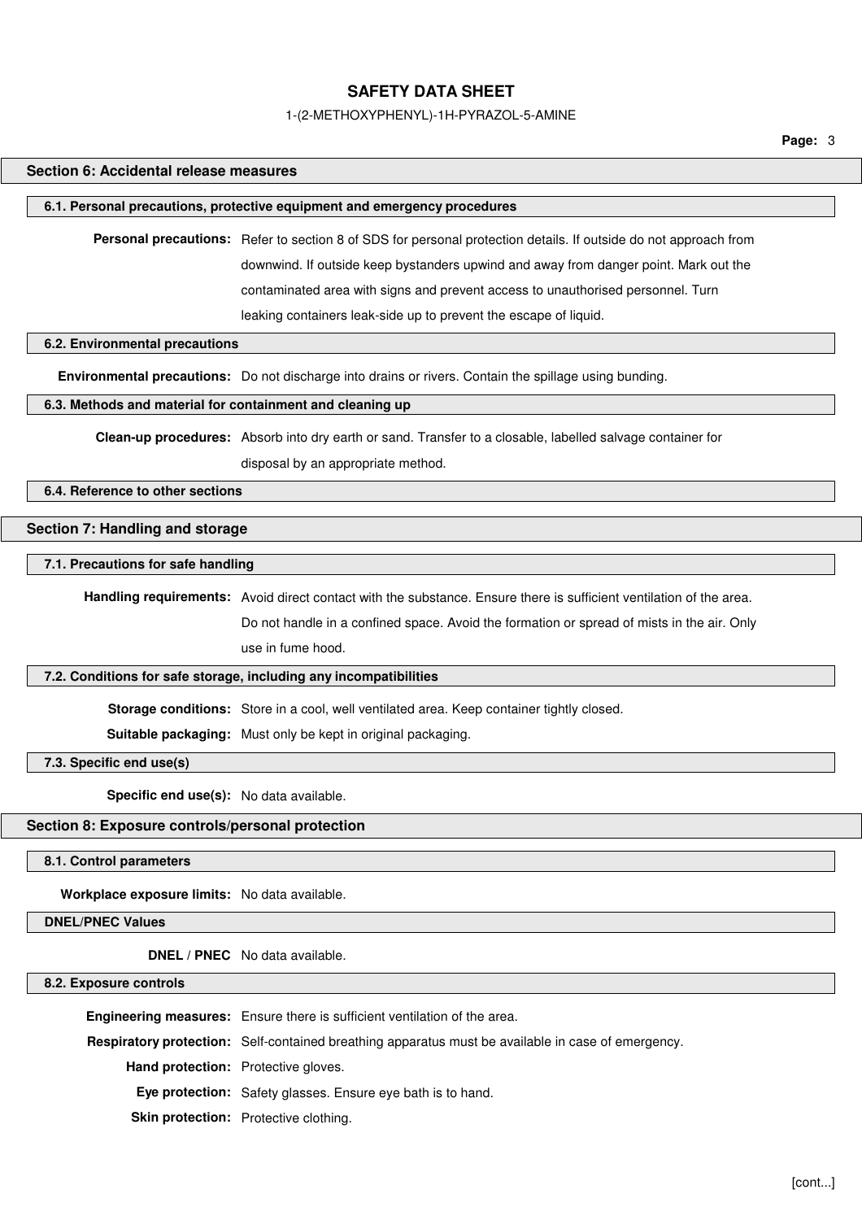## Section 6: Accidental release measures

### 6.1. Personal precautions, protective equipment and emergency procedures

**Personal precautions:** Refer to section 8 of SDS for personal protection details. If outside do not approach from downwind. If outside keep bystanders upwind and away from danger point. Mark out the contaminated area with signs and prevent access to unauthorised personnel. Turn leaking containers leak-side up to prevent the escape of liquid.

### 6.2. Environmental precautions

**Environmental precautions:** Do not discharge into drains or rivers. Contain the spillage using bunding.

### 6.3. Methods and material for containment and cleaning up

**Clean-up procedures:** Absorb into dry earth or sand. Transfer to a closable, labelled salvage container for disposal by an appropriate method.

### 6.4. Reference to other sections

## Section 7: Handling and storage

### 7.1. Precautions for safe handling

**Handling requirements:** Avoid direct contact with the substance. Ensure there is sufficient ventilation of the area. Do not handle in a confined space. Avoid the formation or spread of mists in the air. Only use in fume hood.

### 7.2. Conditions for safe storage, including any incompatibilities

**Storage conditions:** Store in a cool, well ventilated area. Keep container tightly closed.

**Suitable packaging:** Must only be kept in original packaging.

### 7.3. Specific end use(s)

**Specific end use(s):** No data available.

## Section 8: Exposure controls/personal protection

### 8.1. Control parameters

**Workplace exposure limits:** No data available.

### DNEL/PNEC Values

**DNEL / PNEC** No data available.

### 8.2. Exposure controls

**Engineering measures:** Ensure there is sufficient ventilation of the area.

**Respiratory protection:** Self-contained breathing apparatus must be available in case of emergency.

**Hand protection:** Protective gloves.

**Eye protection:** Safety glasses. Ensure eye bath is to hand.

**Skin protection:** Protective clothing.

[cont...]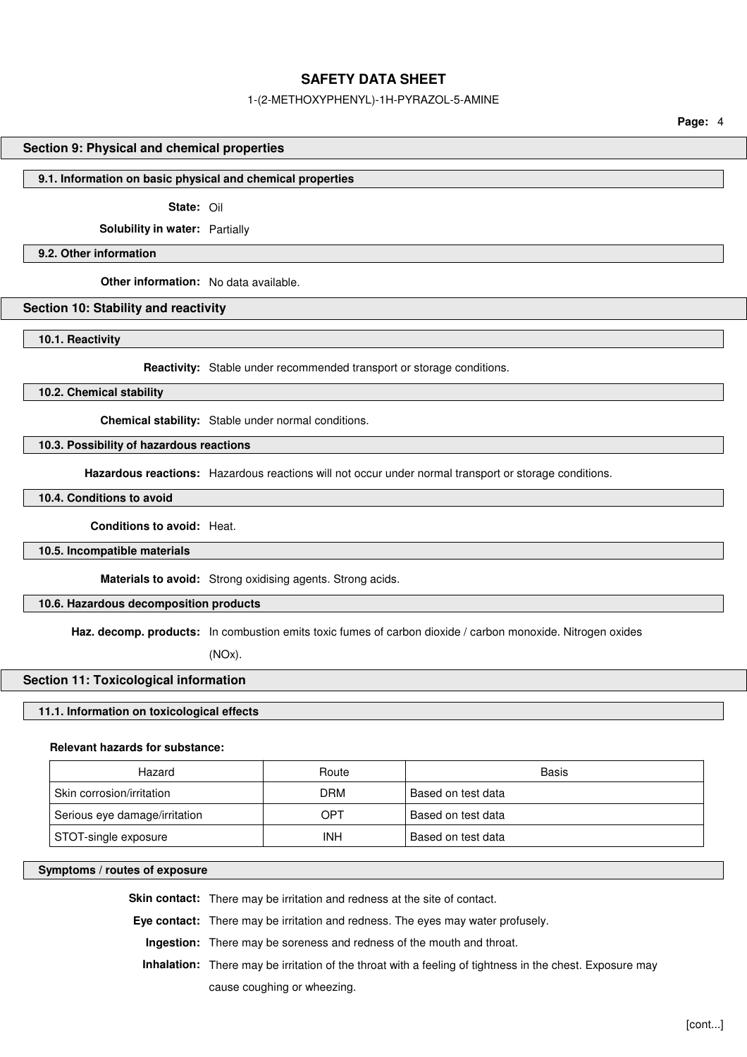## Section 9: Physical and chemical properties

### 9.1. Information on basic physical and chemical properties

**State:** Oil

**Solubility in water:** Partially

### 9.2. Other information

**Other information:** No data available.

## Section 10: Stability and reactivity

### 10.1. Reactivity

**Reactivity:** Stable under recommended transport or storage conditions.

### 10.2. Chemical stability

**Chemical stability:** Stable under normal conditions.

### 10.3. Possibility of hazardous reactions

**Hazardous reactions:** Hazardous reactions will not occur under normal transport or storage conditions.

### 10.4. Conditions to avoid

**Conditions to avoid:** Heat.

### 10.5. Incompatible materials

**Materials to avoid:** Strong oxidising agents. Strong acids.

### 10.6. Hazardous decomposition products

**Haz. decomp. products:** In combustion emits toxic fumes of carbon dioxide / carbon monoxide. Nitrogen oxides (NOx).

## Section 11: Toxicological information

### 11.1. Information on toxicological effects

**Relevant hazards for substance:**

| Hazard | Route | Basis |
|---|---|---|
| Skin corrosion/irritation | DRM | Based on test data |
| Serious eye damage/irritation | OPT | Based on test data |
| STOT-single exposure | INH | Based on test data |

### Symptoms / routes of exposure

**Skin contact:** There may be irritation and redness at the site of contact.

**Eye contact:** There may be irritation and redness. The eyes may water profusely.

**Ingestion:** There may be soreness and redness of the mouth and throat.

**Inhalation:** There may be irritation of the throat with a feeling of tightness in the chest. Exposure may cause coughing or wheezing.

[cont...]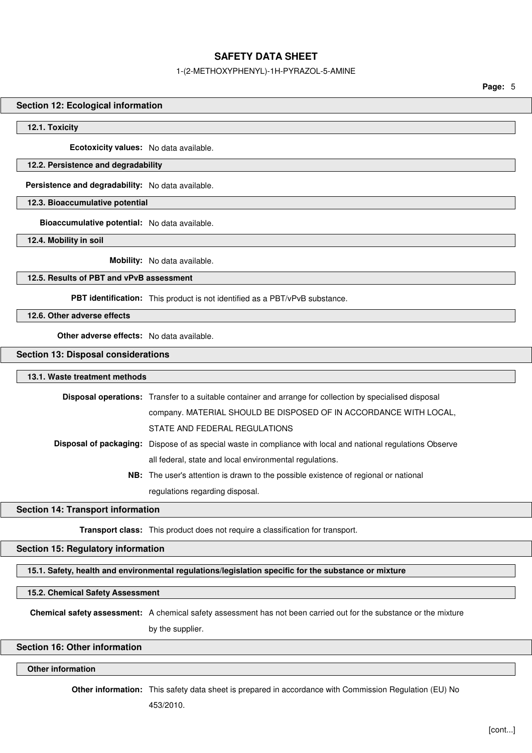## Section 12: Ecological information

### 12.1. Toxicity

**Ecotoxicity values:** No data available.

### 12.2. Persistence and degradability

**Persistence and degradability:** No data available.

### 12.3. Bioaccumulative potential

**Bioaccumulative potential:** No data available.

### 12.4. Mobility in soil

**Mobility:** No data available.

### 12.5. Results of PBT and vPvB assessment

**PBT identification:** This product is not identified as a PBT/vPvB substance.

### 12.6. Other adverse effects

**Other adverse effects:** No data available.

## Section 13: Disposal considerations

### 13.1. Waste treatment methods

**Disposal operations:** Transfer to a suitable container and arrange for collection by specialised disposal company. MATERIAL SHOULD BE DISPOSED OF IN ACCORDANCE WITH LOCAL, STATE AND FEDERAL REGULATIONS

**Disposal of packaging:** Dispose of as special waste in compliance with local and national regulations Observe all federal, state and local environmental regulations.

**NB:** The user's attention is drawn to the possible existence of regional or national regulations regarding disposal.

## Section 14: Transport information

**Transport class:** This product does not require a classification for transport.

## Section 15: Regulatory information

### 15.1. Safety, health and environmental regulations/legislation specific for the substance or mixture

### 15.2. Chemical Safety Assessment

**Chemical safety assessment:** A chemical safety assessment has not been carried out for the substance or the mixture by the supplier.

## Section 16: Other information

### Other information

**Other information:** This safety data sheet is prepared in accordance with Commission Regulation (EU) No 453/2010.

[cont...]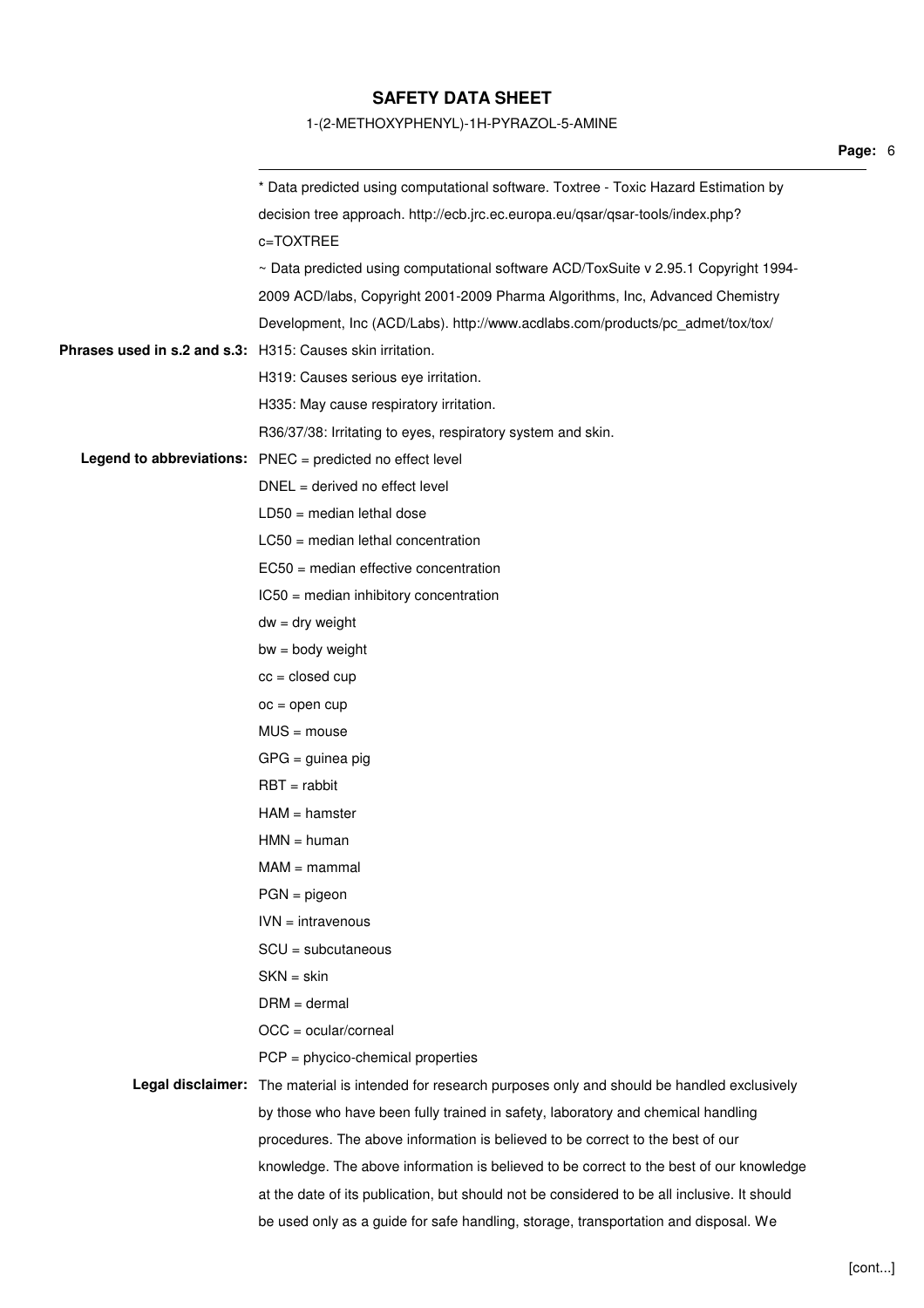* Data predicted using computational software. Toxtree - Toxic Hazard Estimation by decision tree approach. http://ecb.jrc.ec.europa.eu/qsar/qsar-tools/index.php?c=TOXTREE

~ Data predicted using computational software ACD/ToxSuite v 2.95.1 Copyright 1994-2009 ACD/labs, Copyright 2001-2009 Pharma Algorithms, Inc, Advanced Chemistry Development, Inc (ACD/Labs). http://www.acdlabs.com/products/pc_admet/tox/tox/

**Phrases used in s.2 and s.3:** H315: Causes skin irritation.

H319: Causes serious eye irritation.

H335: May cause respiratory irritation.

R36/37/38: Irritating to eyes, respiratory system and skin.

**Legend to abbreviations:** PNEC = predicted no effect level

DNEL = derived no effect level

LD50 = median lethal dose

LC50 = median lethal concentration

EC50 = median effective concentration

IC50 = median inhibitory concentration

dw = dry weight

bw = body weight

cc = closed cup

oc = open cup

MUS = mouse

GPG = guinea pig

RBT = rabbit

HAM = hamster

HMN = human

MAM = mammal

PGN = pigeon

IVN = intravenous

SCU = subcutaneous

SKN = skin

DRM = dermal

OCC = ocular/corneal

PCP = phycico-chemical properties

**Legal disclaimer:** The material is intended for research purposes only and should be handled exclusively by those who have been fully trained in safety, laboratory and chemical handling procedures. The above information is believed to be correct to the best of our knowledge. The above information is believed to be correct to the best of our knowledge at the date of its publication, but should not be considered to be all inclusive. It should be used only as a guide for safe handling, storage, transportation and disposal. We

[cont...]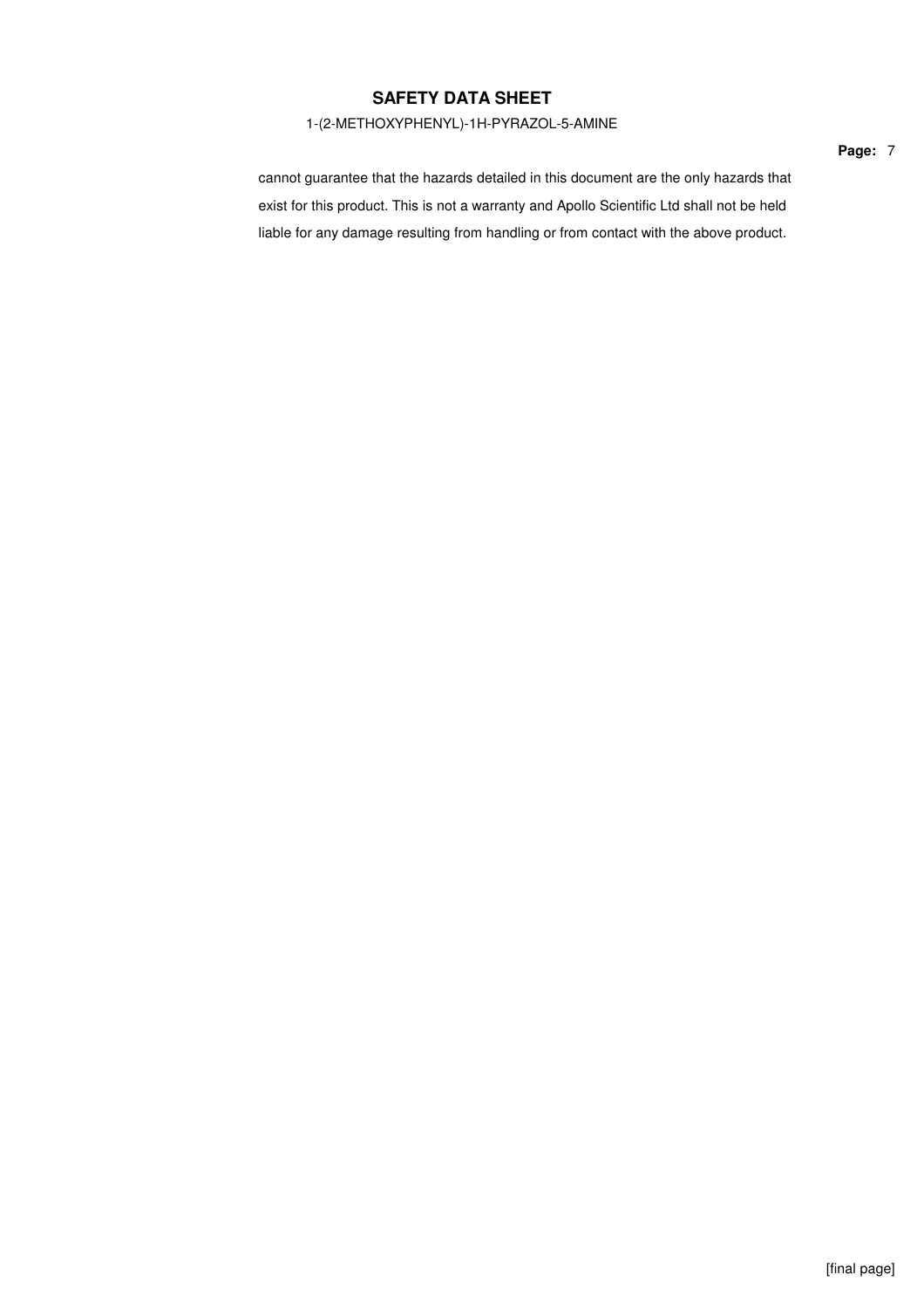cannot guarantee that the hazards detailed in this document are the only hazards that exist for this product. This is not a warranty and Apollo Scientific Ltd shall not be held liable for any damage resulting from handling or from contact with the above product.

[final page]